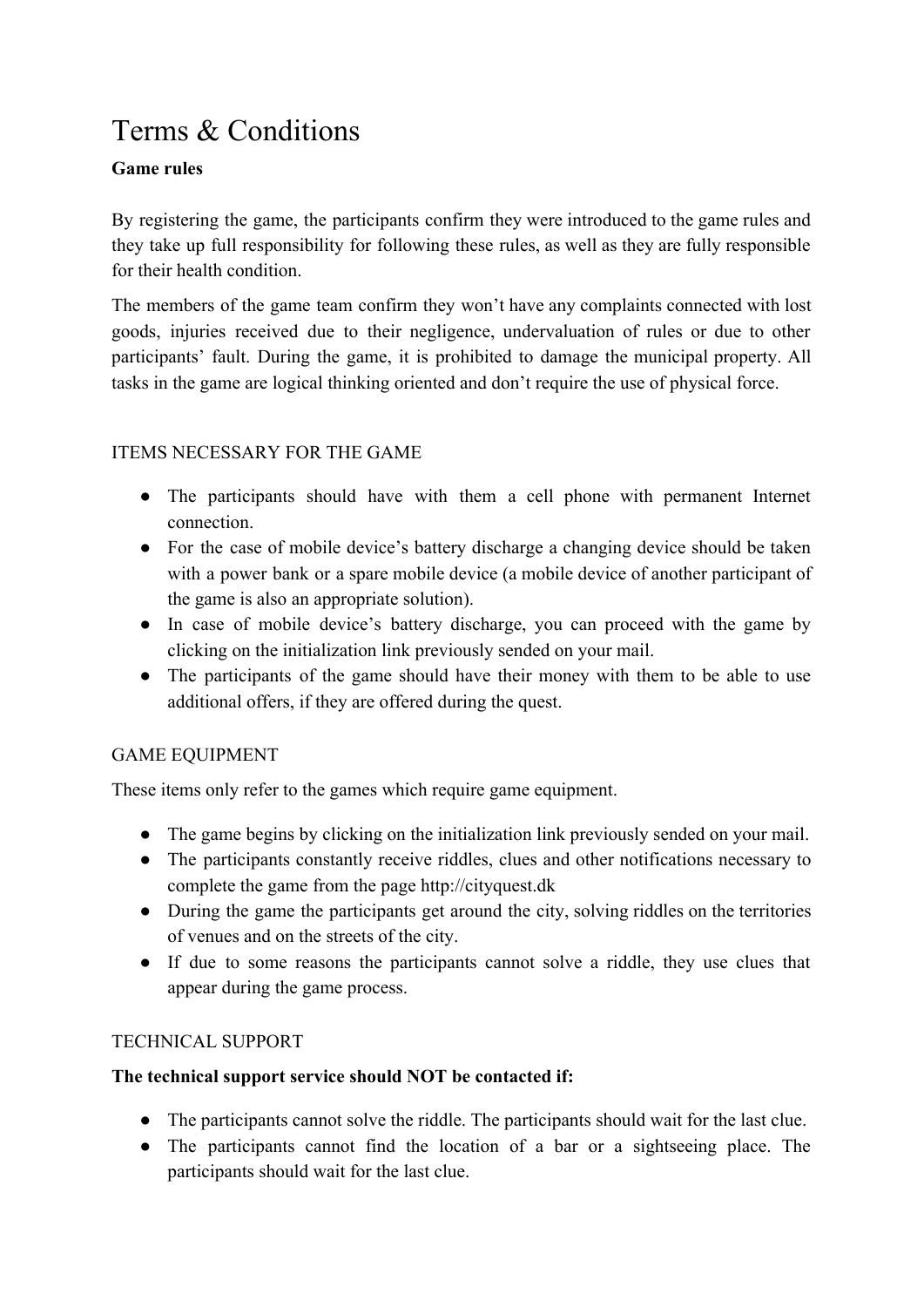# Terms & Conditions

**Game rules**

By registering the game, the participants confirm they were introduced to the game rules and they take up full responsibility for following these rules, as well as they are fully responsible for their health condition.

The members of the game team confirm they won't have any complaints connected with lost goods, injuries received due to their negligence, undervaluation of rules or due to other participants' fault. During the game, it is prohibited to damage the municipal property. All tasks in the game are logical thinking oriented and don't require the use of physical force.

## ITEMS NECESSARY FOR THE GAME

- The participants should have with them a cell phone with permanent Internet connection.
- For the case of mobile device's battery discharge a changing device should be taken with a power bank or a spare mobile device (a mobile device of another participant of the game is also an appropriate solution).
- In case of mobile device's battery discharge, you can proceed with the game by clicking on the initialization link previously sended on your mail.
- The participants of the game should have their money with them to be able to use additional offers, if they are offered during the quest.

## GAME EQUIPMENT

These items only refer to the games which require game equipment.

- The game begins by clicking on the initialization link previously sended on your mail.
- The participants constantly receive riddles, clues and other notifications necessary to complete the game from the page http://cityquest.dk
- During the game the participants get around the city, solving riddles on the territories of venues and on the streets of the city.
- If due to some reasons the participants cannot solve a riddle, they use clues that appear during the game process.

## TECHNICAL SUPPORT

**The technical support service should NOT be contacted if:**

- The participants cannot solve the riddle. The participants should wait for the last clue.
- The participants cannot find the location of a bar or a sightseeing place. The participants should wait for the last clue.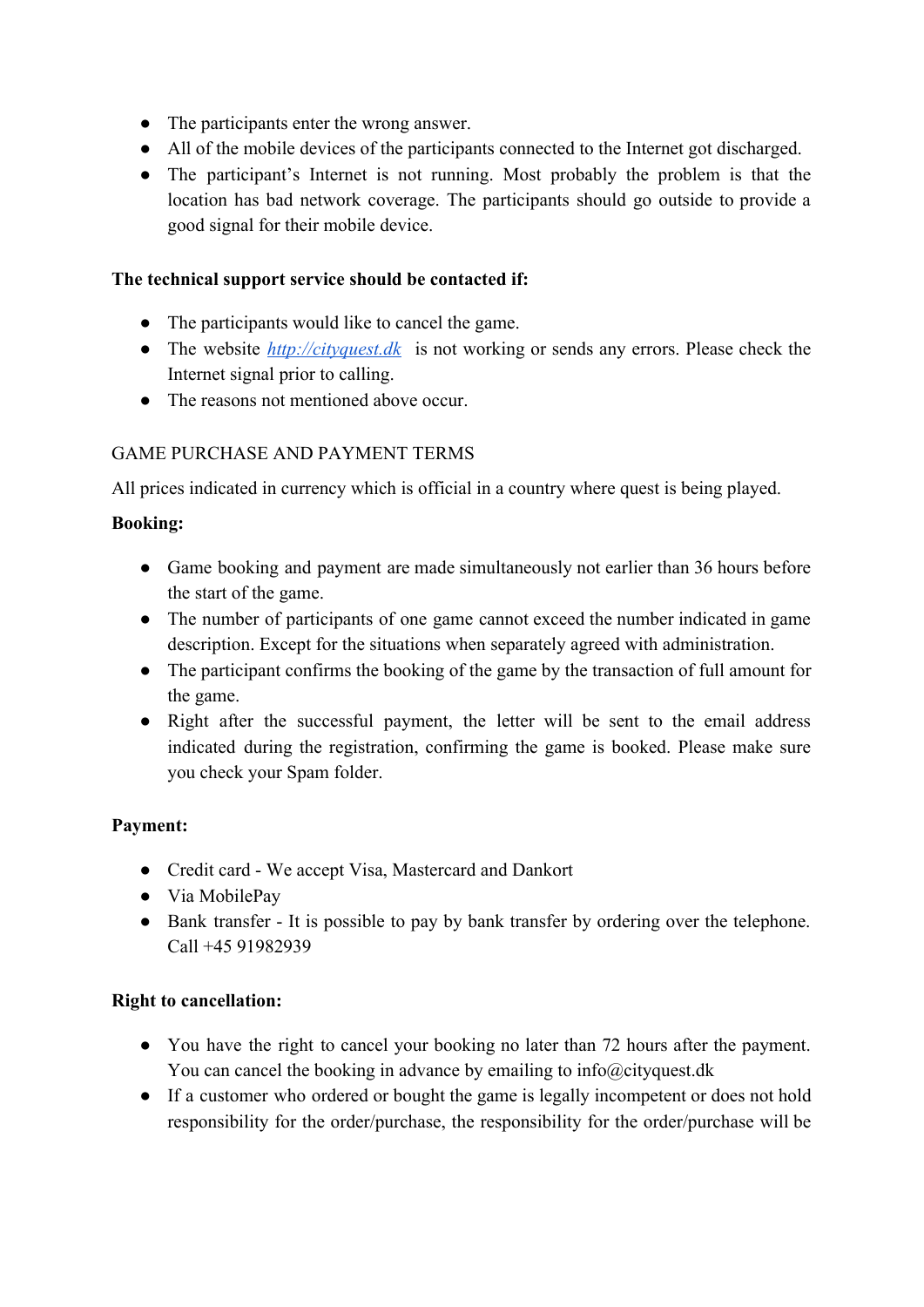- The participants enter the wrong answer.
- All of the mobile devices of the participants connected to the Internet got discharged.
- The participant's Internet is not running. Most probably the problem is that the location has bad network coverage. The participants should go outside to provide a good signal for their mobile device.

**The technical support service should be contacted if:**

- The participants would like to cancel the game.
- The website [http://cityquest.dk](http://cityquest.dk) is not working or sends any errors. Please check the Internet signal prior to calling.
- The reasons not mentioned above occur.

GAME PURCHASE AND PAYMENT TERMS

All prices indicated in currency which is official in a country where quest is being played.

**Booking:**

- Game booking and payment are made simultaneously not earlier than 36 hours before the start of the game.
- The number of participants of one game cannot exceed the number indicated in game description. Except for the situations when separately agreed with administration.
- The participant confirms the booking of the game by the transaction of full amount for the game.
- Right after the successful payment, the letter will be sent to the email address indicated during the registration, confirming the game is booked. Please make sure you check your Spam folder.

**Payment:**

- Credit card - We accept Visa, Mastercard and Dankort
- Via MobilePay
- Bank transfer - It is possible to pay by bank transfer by ordering over the telephone. Call +45 91982939

**Right to cancellation:**

- You have the right to cancel your booking no later than 72 hours after the payment. You can cancel the booking in advance by emailing to info@cityquest.dk
- If a customer who ordered or bought the game is legally incompetent or does not hold responsibility for the order/purchase, the responsibility for the order/purchase will be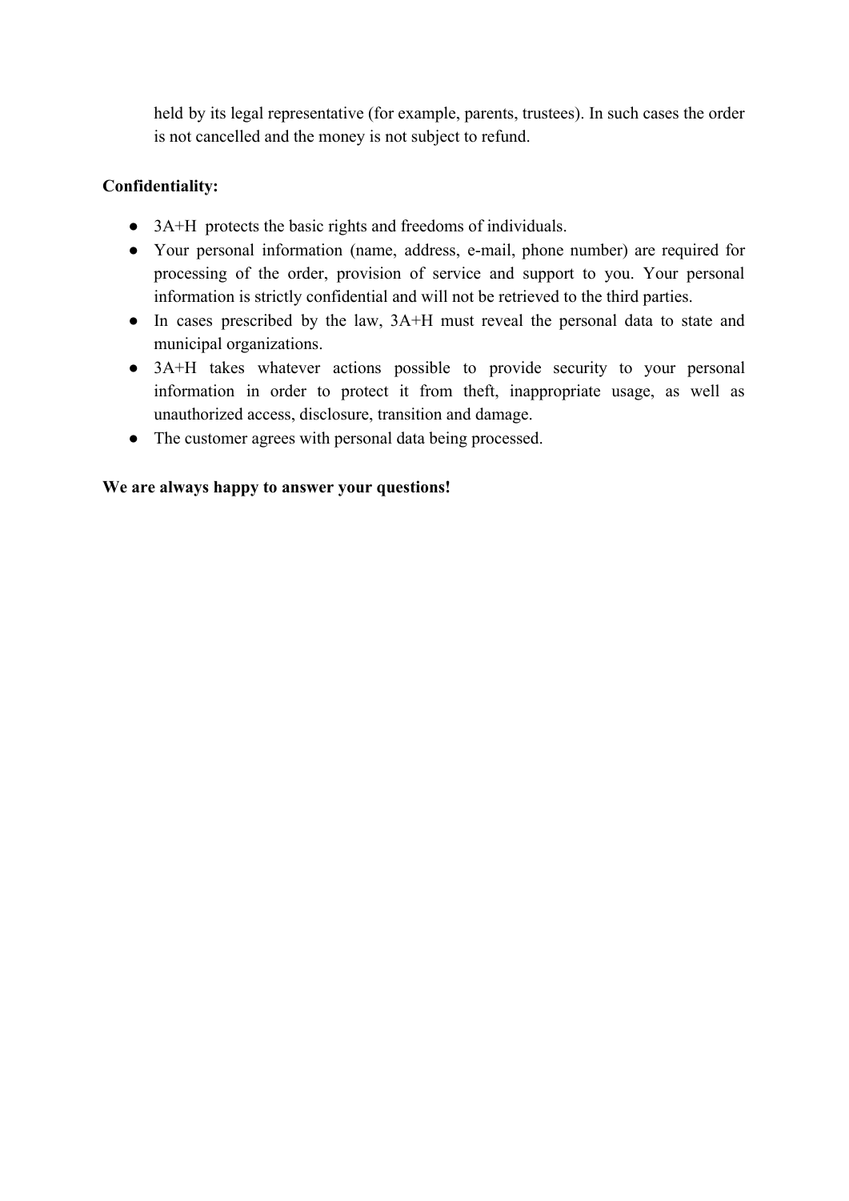held by its legal representative (for example, parents, trustees). In such cases the order is not cancelled and the money is not subject to refund.

**Confidentiality:**

- 3A+H protects the basic rights and freedoms of individuals.
- Your personal information (name, address, e-mail, phone number) are required for processing of the order, provision of service and support to you. Your personal information is strictly confidential and will not be retrieved to the third parties.
- In cases prescribed by the law, 3A+H must reveal the personal data to state and municipal organizations.
- 3A+H takes whatever actions possible to provide security to your personal information in order to protect it from theft, inappropriate usage, as well as unauthorized access, disclosure, transition and damage.
- The customer agrees with personal data being processed.

**We are always happy to answer your questions!**